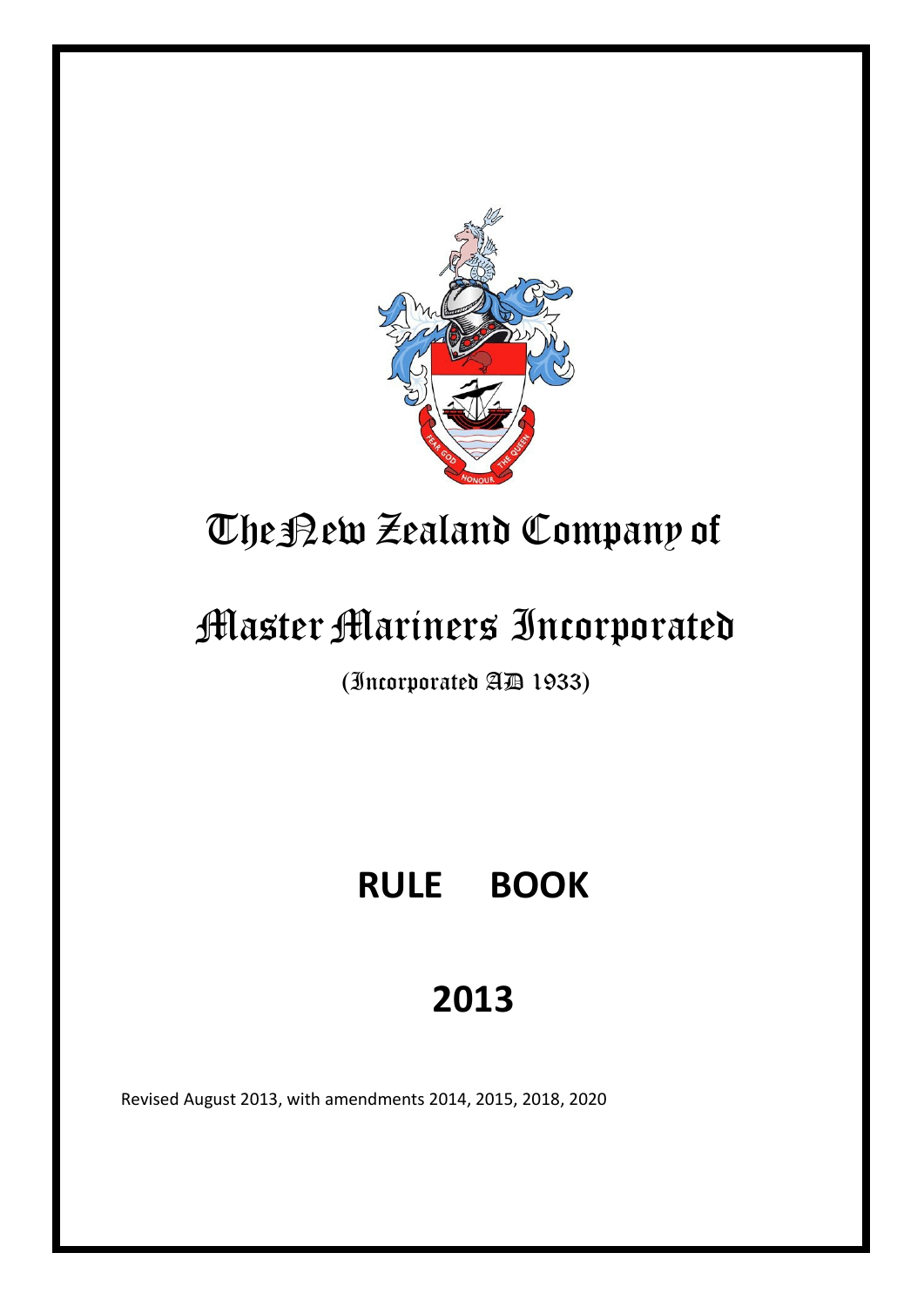# The New Zealand Company of

# Master Mariners Incorporated

(Incorporated AD 1933)

## RULE BOOK

## 2013

Revised August 2013, with amendments 2014, 2015, 2018, 2020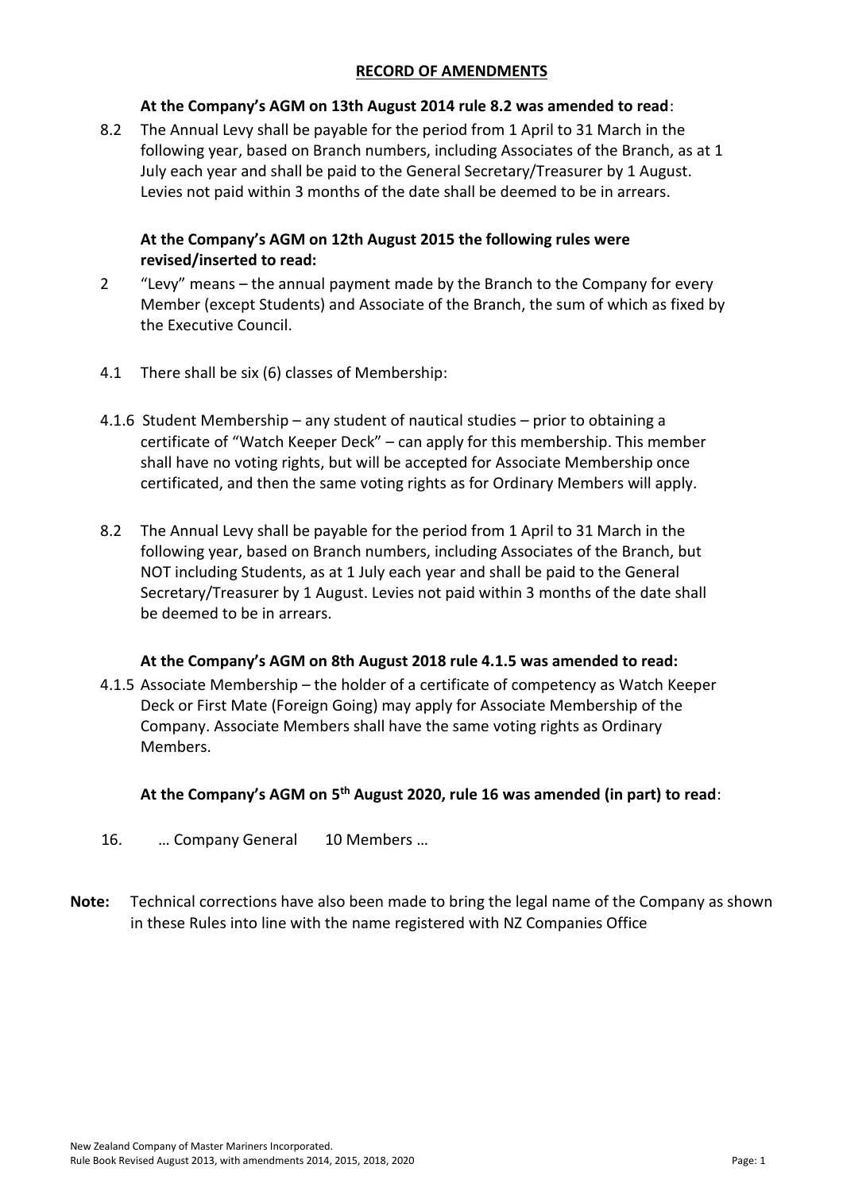## RECORD OF AMENDMENTS

**At the Company's AGM on 13th August 2014 rule 8.2 was amended to read**:

8.2 The Annual Levy shall be payable for the period from 1 April to 31 March in the following year, based on Branch numbers, including Associates of the Branch, as at 1 July each year and shall be paid to the General Secretary/Treasurer by 1 August. Levies not paid within 3 months of the date shall be deemed to be in arrears.

**At the Company's AGM on 12th August 2015 the following rules were revised/inserted to read:**

2 "Levy" means – the annual payment made by the Branch to the Company for every Member (except Students) and Associate of the Branch, the sum of which as fixed by the Executive Council.

4.1 There shall be six (6) classes of Membership:

4.1.6 Student Membership – any student of nautical studies – prior to obtaining a certificate of "Watch Keeper Deck" – can apply for this membership. This member shall have no voting rights, but will be accepted for Associate Membership once certificated, and then the same voting rights as for Ordinary Members will apply.

8.2 The Annual Levy shall be payable for the period from 1 April to 31 March in the following year, based on Branch numbers, including Associates of the Branch, but NOT including Students, as at 1 July each year and shall be paid to the General Secretary/Treasurer by 1 August. Levies not paid within 3 months of the date shall be deemed to be in arrears.

**At the Company's AGM on 8th August 2018 rule 4.1.5 was amended to read:**

4.1.5 Associate Membership – the holder of a certificate of competency as Watch Keeper Deck or First Mate (Foreign Going) may apply for Associate Membership of the Company. Associate Members shall have the same voting rights as Ordinary Members.

**At the Company's AGM on 5th August 2020, rule 16 was amended (in part) to read**:

16. … Company General 10 Members …

**Note:** Technical corrections have also been made to bring the legal name of the Company as shown in these Rules into line with the name registered with NZ Companies Office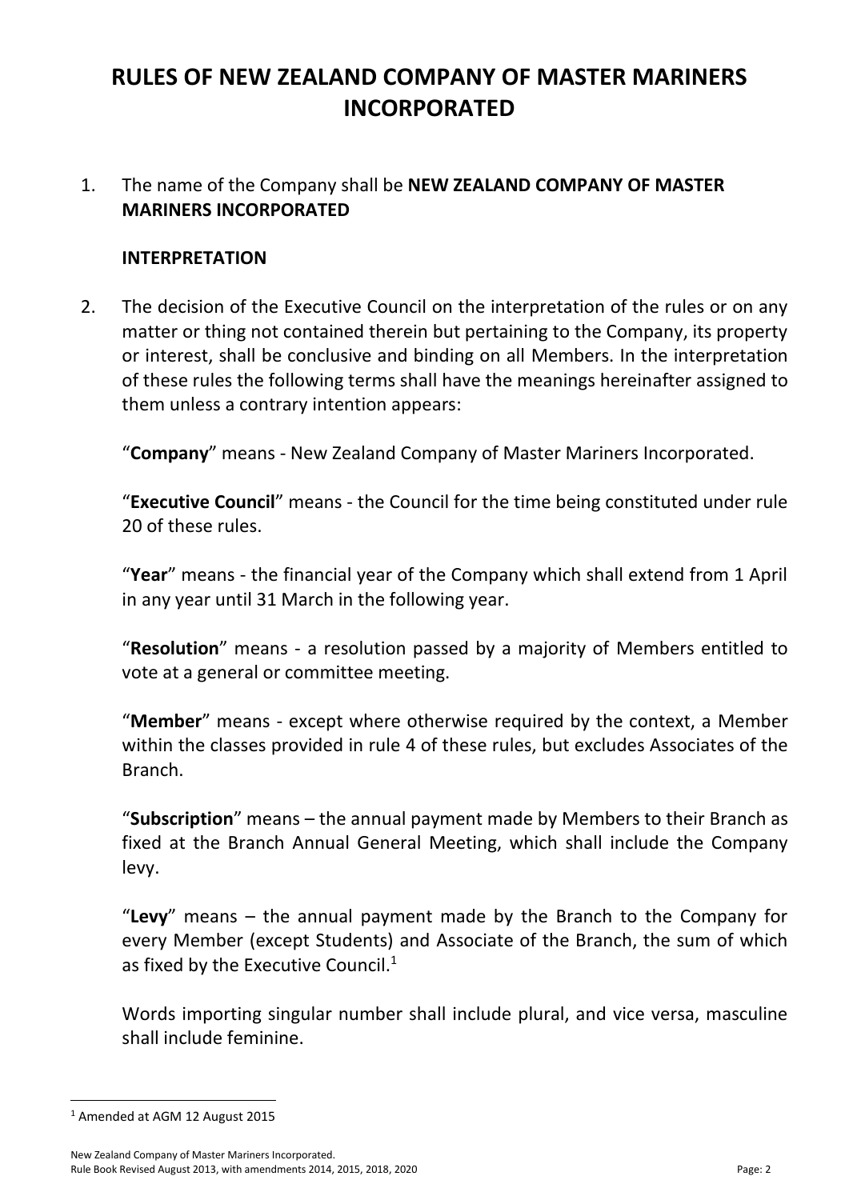# RULES OF NEW ZEALAND COMPANY OF MASTER MARINERS INCORPORATED

1. The name of the Company shall be **NEW ZEALAND COMPANY OF MASTER MARINERS INCORPORATED**

   **INTERPRETATION**

2. The decision of the Executive Council on the interpretation of the rules or on any matter or thing not contained therein but pertaining to the Company, its property or interest, shall be conclusive and binding on all Members. In the interpretation of these rules the following terms shall have the meanings hereinafter assigned to them unless a contrary intention appears:

   "**Company**" means - New Zealand Company of Master Mariners Incorporated.

   "**Executive Council**" means - the Council for the time being constituted under rule 20 of these rules.

   "**Year**" means - the financial year of the Company which shall extend from 1 April in any year until 31 March in the following year.

   "**Resolution**" means - a resolution passed by a majority of Members entitled to vote at a general or committee meeting.

   "**Member**" means - except where otherwise required by the context, a Member within the classes provided in rule 4 of these rules, but excludes Associates of the Branch.

   "**Subscription**" means – the annual payment made by Members to their Branch as fixed at the Branch Annual General Meeting, which shall include the Company levy.

   "**Levy**" means – the annual payment made by the Branch to the Company for every Member (except Students) and Associate of the Branch, the sum of which as fixed by the Executive Council.[1]

   Words importing singular number shall include plural, and vice versa, masculine shall include feminine.

[1] Amended at AGM 12 August 2015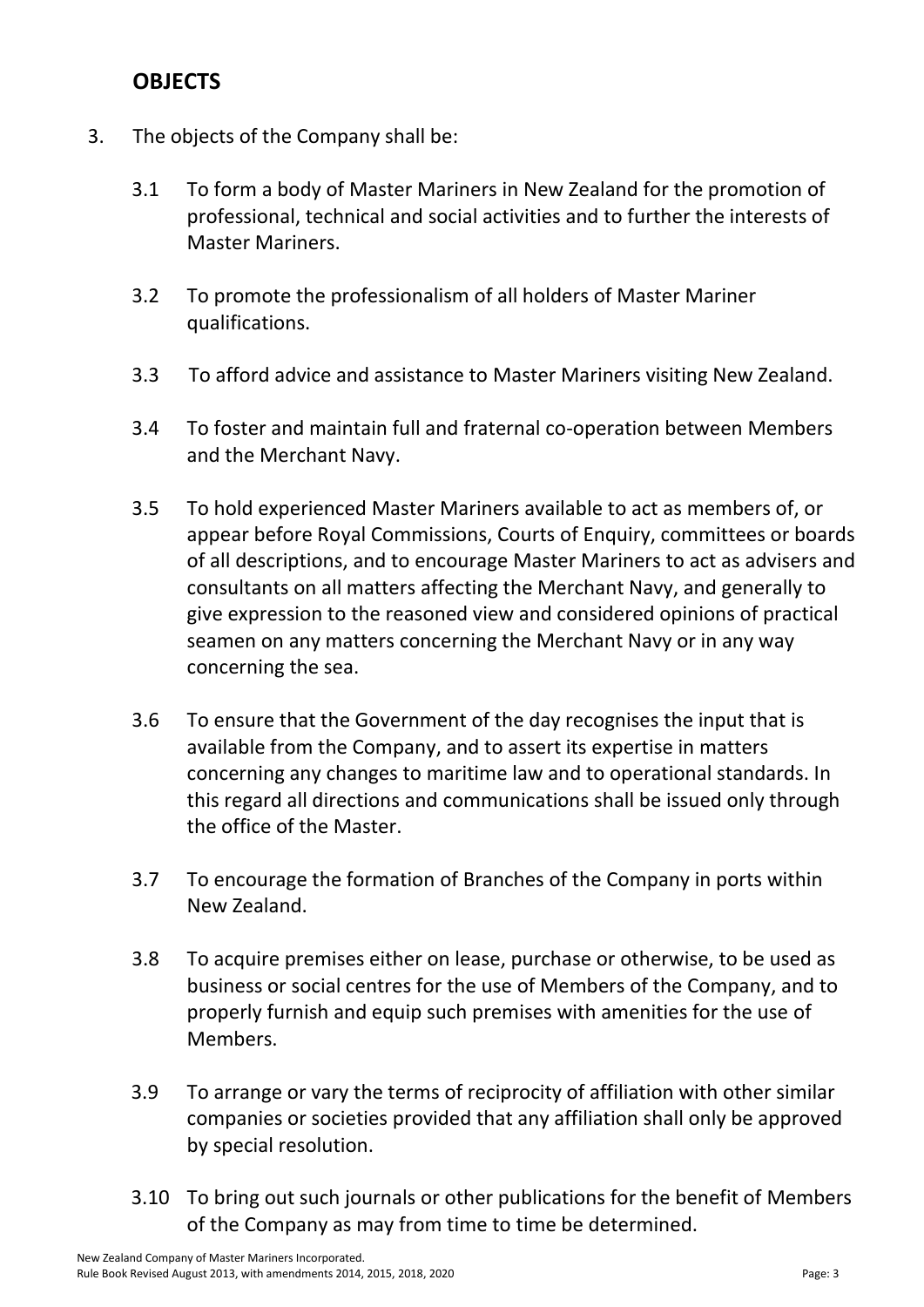## OBJECTS

3. The objects of the Company shall be:

   3.1 To form a body of Master Mariners in New Zealand for the promotion of professional, technical and social activities and to further the interests of Master Mariners.

   3.2 To promote the professionalism of all holders of Master Mariner qualifications.

   3.3 To afford advice and assistance to Master Mariners visiting New Zealand.

   3.4 To foster and maintain full and fraternal co-operation between Members and the Merchant Navy.

   3.5 To hold experienced Master Mariners available to act as members of, or appear before Royal Commissions, Courts of Enquiry, committees or boards of all descriptions, and to encourage Master Mariners to act as advisers and consultants on all matters affecting the Merchant Navy, and generally to give expression to the reasoned view and considered opinions of practical seamen on any matters concerning the Merchant Navy or in any way concerning the sea.

   3.6 To ensure that the Government of the day recognises the input that is available from the Company, and to assert its expertise in matters concerning any changes to maritime law and to operational standards. In this regard all directions and communications shall be issued only through the office of the Master.

   3.7 To encourage the formation of Branches of the Company in ports within New Zealand.

   3.8 To acquire premises either on lease, purchase or otherwise, to be used as business or social centres for the use of Members of the Company, and to properly furnish and equip such premises with amenities for the use of Members.

   3.9 To arrange or vary the terms of reciprocity of affiliation with other similar companies or societies provided that any affiliation shall only be approved by special resolution.

   3.10 To bring out such journals or other publications for the benefit of Members of the Company as may from time to time be determined.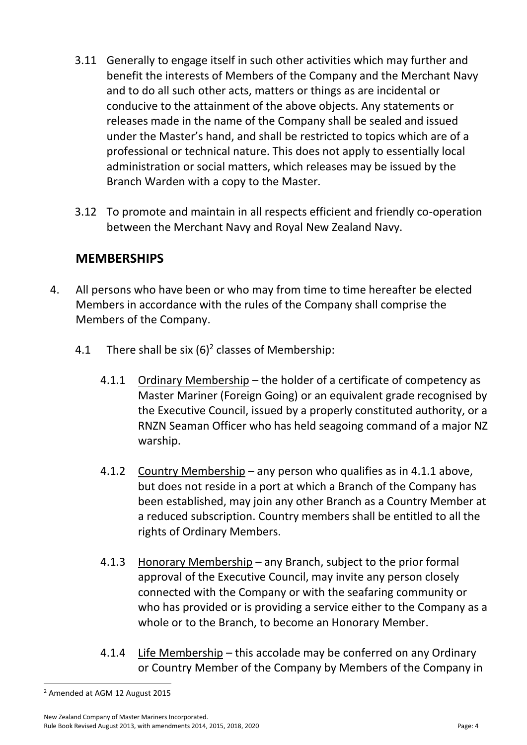3.11 Generally to engage itself in such other activities which may further and benefit the interests of Members of the Company and the Merchant Navy and to do all such other acts, matters or things as are incidental or conducive to the attainment of the above objects. Any statements or releases made in the name of the Company shall be sealed and issued under the Master's hand, and shall be restricted to topics which are of a professional or technical nature. This does not apply to essentially local administration or social matters, which releases may be issued by the Branch Warden with a copy to the Master.

3.12 To promote and maintain in all respects efficient and friendly co-operation between the Merchant Navy and Royal New Zealand Navy.

## MEMBERSHIPS

4. All persons who have been or who may from time to time hereafter be elected Members in accordance with the rules of the Company shall comprise the Members of the Company.

4.1 There shall be six (6)[2] classes of Membership:

4.1.1 Ordinary Membership – the holder of a certificate of competency as Master Mariner (Foreign Going) or an equivalent grade recognised by the Executive Council, issued by a properly constituted authority, or a RNZN Seaman Officer who has held seagoing command of a major NZ warship.

4.1.2 Country Membership – any person who qualifies as in 4.1.1 above, but does not reside in a port at which a Branch of the Company has been established, may join any other Branch as a Country Member at a reduced subscription. Country members shall be entitled to all the rights of Ordinary Members.

4.1.3 Honorary Membership – any Branch, subject to the prior formal approval of the Executive Council, may invite any person closely connected with the Company or with the seafaring community or who has provided or is providing a service either to the Company as a whole or to the Branch, to become an Honorary Member.

4.1.4 Life Membership – this accolade may be conferred on any Ordinary or Country Member of the Company by Members of the Company in

[2] Amended at AGM 12 August 2015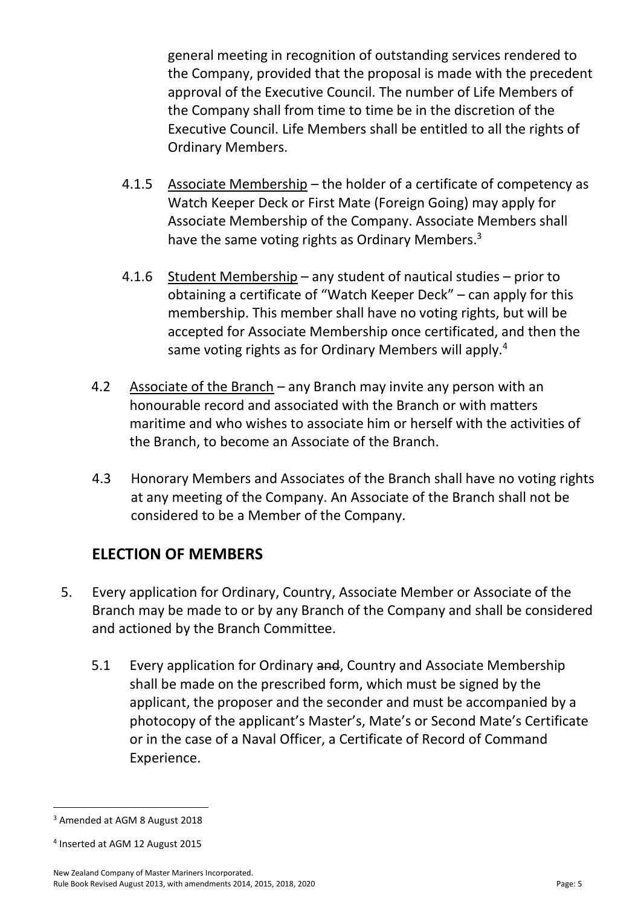general meeting in recognition of outstanding services rendered to the Company, provided that the proposal is made with the precedent approval of the Executive Council. The number of Life Members of the Company shall from time to time be in the discretion of the Executive Council. Life Members shall be entitled to all the rights of Ordinary Members.

4.1.5 Associate Membership – the holder of a certificate of competency as Watch Keeper Deck or First Mate (Foreign Going) may apply for Associate Membership of the Company. Associate Members shall have the same voting rights as Ordinary Members.[3]

4.1.6 Student Membership – any student of nautical studies – prior to obtaining a certificate of "Watch Keeper Deck" – can apply for this membership. This member shall have no voting rights, but will be accepted for Associate Membership once certificated, and then the same voting rights as for Ordinary Members will apply.[4]

4.2 Associate of the Branch – any Branch may invite any person with an honourable record and associated with the Branch or with matters maritime and who wishes to associate him or herself with the activities of the Branch, to become an Associate of the Branch.

4.3 Honorary Members and Associates of the Branch shall have no voting rights at any meeting of the Company. An Associate of the Branch shall not be considered to be a Member of the Company.

## ELECTION OF MEMBERS

5. Every application for Ordinary, Country, Associate Member or Associate of the Branch may be made to or by any Branch of the Company and shall be considered and actioned by the Branch Committee.

5.1 Every application for Ordinary ~~and~~, Country and Associate Membership shall be made on the prescribed form, which must be signed by the applicant, the proposer and the seconder and must be accompanied by a photocopy of the applicant's Master's, Mate's or Second Mate's Certificate or in the case of a Naval Officer, a Certificate of Record of Command Experience.

[3] Amended at AGM 8 August 2018

[4] Inserted at AGM 12 August 2015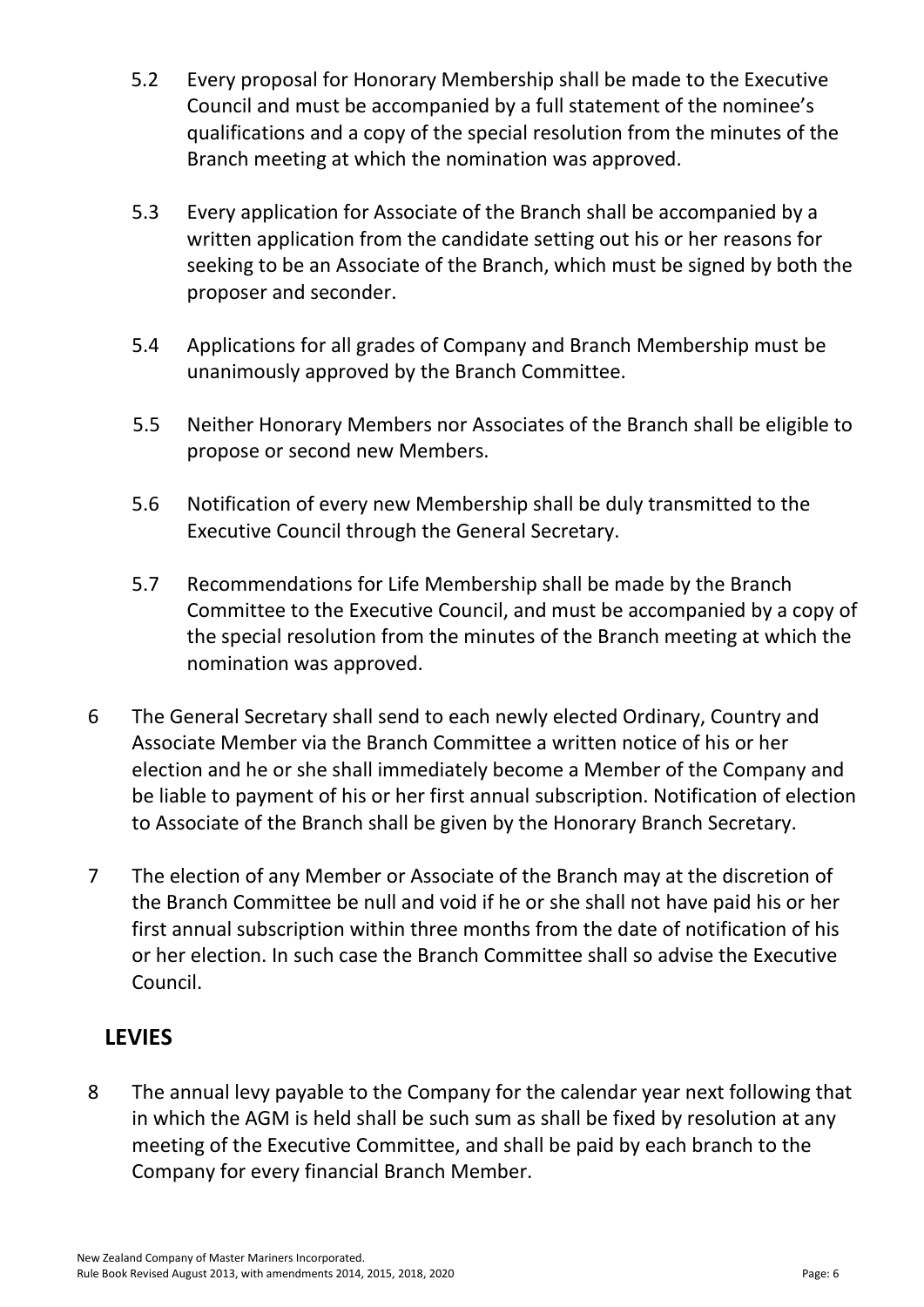5.2 Every proposal for Honorary Membership shall be made to the Executive Council and must be accompanied by a full statement of the nominee's qualifications and a copy of the special resolution from the minutes of the Branch meeting at which the nomination was approved.

5.3 Every application for Associate of the Branch shall be accompanied by a written application from the candidate setting out his or her reasons for seeking to be an Associate of the Branch, which must be signed by both the proposer and seconder.

5.4 Applications for all grades of Company and Branch Membership must be unanimously approved by the Branch Committee.

5.5 Neither Honorary Members nor Associates of the Branch shall be eligible to propose or second new Members.

5.6 Notification of every new Membership shall be duly transmitted to the Executive Council through the General Secretary.

5.7 Recommendations for Life Membership shall be made by the Branch Committee to the Executive Council, and must be accompanied by a copy of the special resolution from the minutes of the Branch meeting at which the nomination was approved.

6 The General Secretary shall send to each newly elected Ordinary, Country and Associate Member via the Branch Committee a written notice of his or her election and he or she shall immediately become a Member of the Company and be liable to payment of his or her first annual subscription. Notification of election to Associate of the Branch shall be given by the Honorary Branch Secretary.

7 The election of any Member or Associate of the Branch may at the discretion of the Branch Committee be null and void if he or she shall not have paid his or her first annual subscription within three months from the date of notification of his or her election. In such case the Branch Committee shall so advise the Executive Council.

## LEVIES

8 The annual levy payable to the Company for the calendar year next following that in which the AGM is held shall be such sum as shall be fixed by resolution at any meeting of the Executive Committee, and shall be paid by each branch to the Company for every financial Branch Member.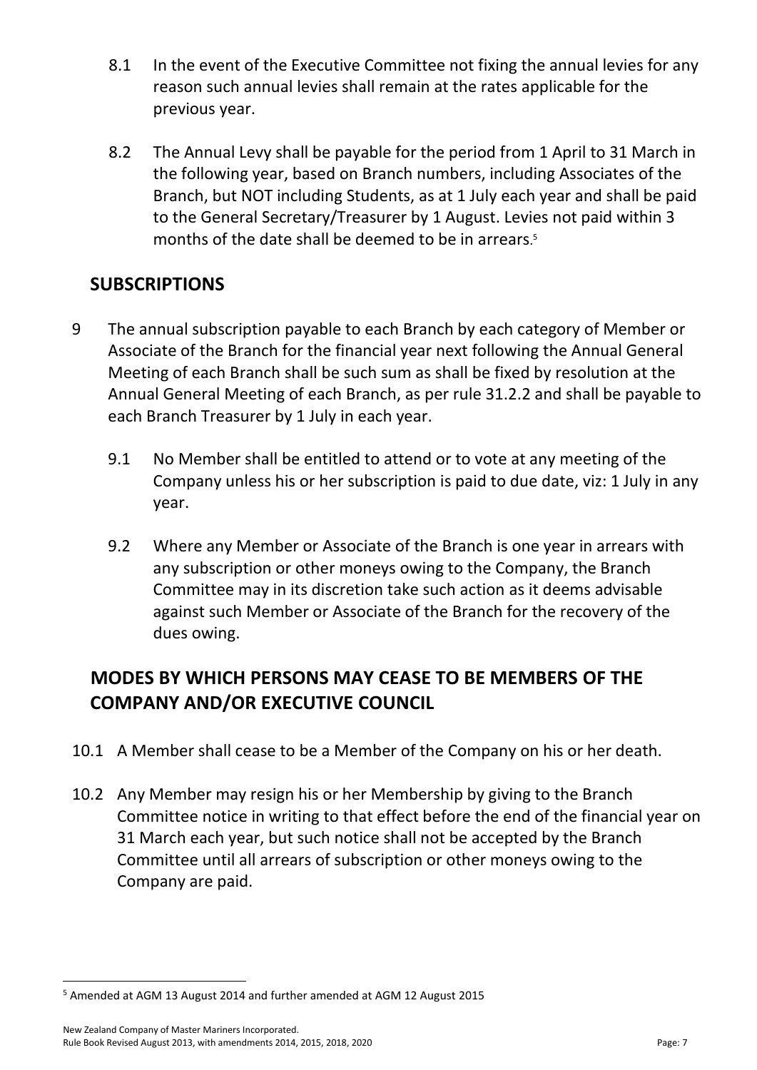8.1 In the event of the Executive Committee not fixing the annual levies for any reason such annual levies shall remain at the rates applicable for the previous year.

8.2 The Annual Levy shall be payable for the period from 1 April to 31 March in the following year, based on Branch numbers, including Associates of the Branch, but NOT including Students, as at 1 July each year and shall be paid to the General Secretary/Treasurer by 1 August. Levies not paid within 3 months of the date shall be deemed to be in arrears.[5]

## SUBSCRIPTIONS

9 The annual subscription payable to each Branch by each category of Member or Associate of the Branch for the financial year next following the Annual General Meeting of each Branch shall be such sum as shall be fixed by resolution at the Annual General Meeting of each Branch, as per rule 31.2.2 and shall be payable to each Branch Treasurer by 1 July in each year.

9.1 No Member shall be entitled to attend or to vote at any meeting of the Company unless his or her subscription is paid to due date, viz: 1 July in any year.

9.2 Where any Member or Associate of the Branch is one year in arrears with any subscription or other moneys owing to the Company, the Branch Committee may in its discretion take such action as it deems advisable against such Member or Associate of the Branch for the recovery of the dues owing.

## MODES BY WHICH PERSONS MAY CEASE TO BE MEMBERS OF THE COMPANY AND/OR EXECUTIVE COUNCIL

10.1 A Member shall cease to be a Member of the Company on his or her death.

10.2 Any Member may resign his or her Membership by giving to the Branch Committee notice in writing to that effect before the end of the financial year on 31 March each year, but such notice shall not be accepted by the Branch Committee until all arrears of subscription or other moneys owing to the Company are paid.

[5] Amended at AGM 13 August 2014 and further amended at AGM 12 August 2015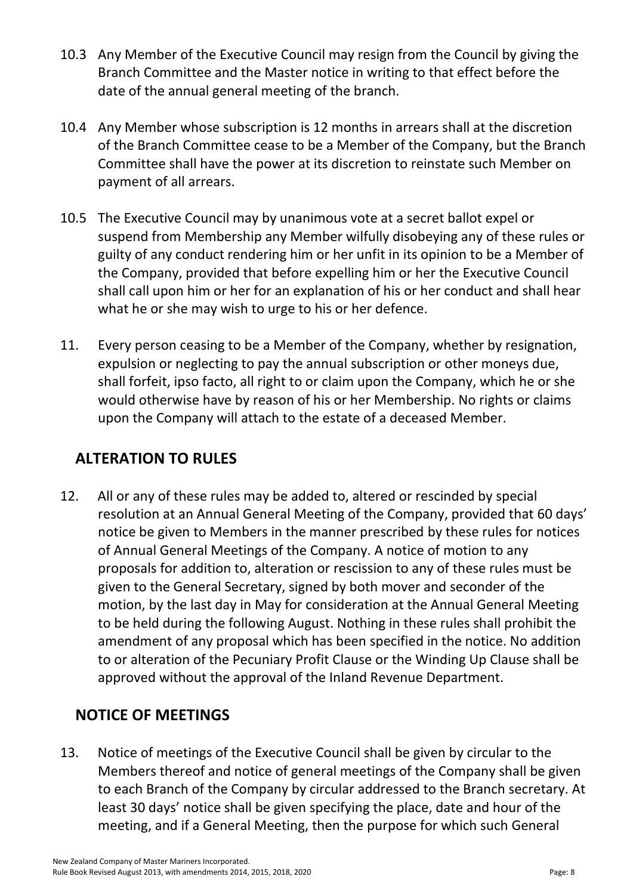10.3 Any Member of the Executive Council may resign from the Council by giving the Branch Committee and the Master notice in writing to that effect before the date of the annual general meeting of the branch.

10.4 Any Member whose subscription is 12 months in arrears shall at the discretion of the Branch Committee cease to be a Member of the Company, but the Branch Committee shall have the power at its discretion to reinstate such Member on payment of all arrears.

10.5 The Executive Council may by unanimous vote at a secret ballot expel or suspend from Membership any Member wilfully disobeying any of these rules or guilty of any conduct rendering him or her unfit in its opinion to be a Member of the Company, provided that before expelling him or her the Executive Council shall call upon him or her for an explanation of his or her conduct and shall hear what he or she may wish to urge to his or her defence.

11. Every person ceasing to be a Member of the Company, whether by resignation, expulsion or neglecting to pay the annual subscription or other moneys due, shall forfeit, ipso facto, all right to or claim upon the Company, which he or she would otherwise have by reason of his or her Membership. No rights or claims upon the Company will attach to the estate of a deceased Member.

## ALTERATION TO RULES

12. All or any of these rules may be added to, altered or rescinded by special resolution at an Annual General Meeting of the Company, provided that 60 days' notice be given to Members in the manner prescribed by these rules for notices of Annual General Meetings of the Company. A notice of motion to any proposals for addition to, alteration or rescission to any of these rules must be given to the General Secretary, signed by both mover and seconder of the motion, by the last day in May for consideration at the Annual General Meeting to be held during the following August. Nothing in these rules shall prohibit the amendment of any proposal which has been specified in the notice. No addition to or alteration of the Pecuniary Profit Clause or the Winding Up Clause shall be approved without the approval of the Inland Revenue Department.

## NOTICE OF MEETINGS

13. Notice of meetings of the Executive Council shall be given by circular to the Members thereof and notice of general meetings of the Company shall be given to each Branch of the Company by circular addressed to the Branch secretary. At least 30 days' notice shall be given specifying the place, date and hour of the meeting, and if a General Meeting, then the purpose for which such General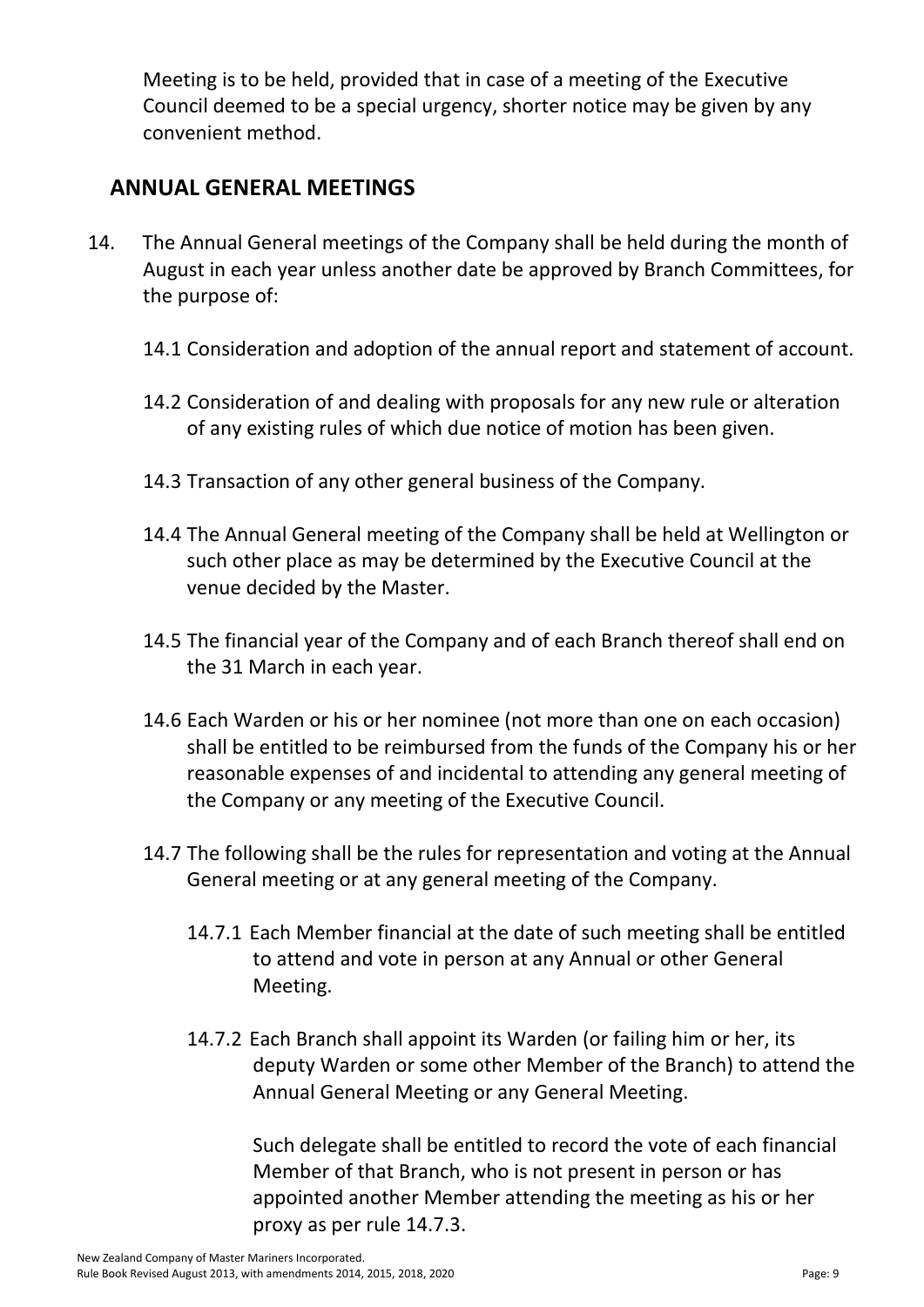Meeting is to be held, provided that in case of a meeting of the Executive Council deemed to be a special urgency, shorter notice may be given by any convenient method.

## ANNUAL GENERAL MEETINGS

14. The Annual General meetings of the Company shall be held during the month of August in each year unless another date be approved by Branch Committees, for the purpose of:

    14.1 Consideration and adoption of the annual report and statement of account.

    14.2 Consideration of and dealing with proposals for any new rule or alteration of any existing rules of which due notice of motion has been given.

    14.3 Transaction of any other general business of the Company.

    14.4 The Annual General meeting of the Company shall be held at Wellington or such other place as may be determined by the Executive Council at the venue decided by the Master.

    14.5 The financial year of the Company and of each Branch thereof shall end on the 31 March in each year.

    14.6 Each Warden or his or her nominee (not more than one on each occasion) shall be entitled to be reimbursed from the funds of the Company his or her reasonable expenses of and incidental to attending any general meeting of the Company or any meeting of the Executive Council.

    14.7 The following shall be the rules for representation and voting at the Annual General meeting or at any general meeting of the Company.

        14.7.1 Each Member financial at the date of such meeting shall be entitled to attend and vote in person at any Annual or other General Meeting.

        14.7.2 Each Branch shall appoint its Warden (or failing him or her, its deputy Warden or some other Member of the Branch) to attend the Annual General Meeting or any General Meeting.

        Such delegate shall be entitled to record the vote of each financial Member of that Branch, who is not present in person or has appointed another Member attending the meeting as his or her proxy as per rule 14.7.3.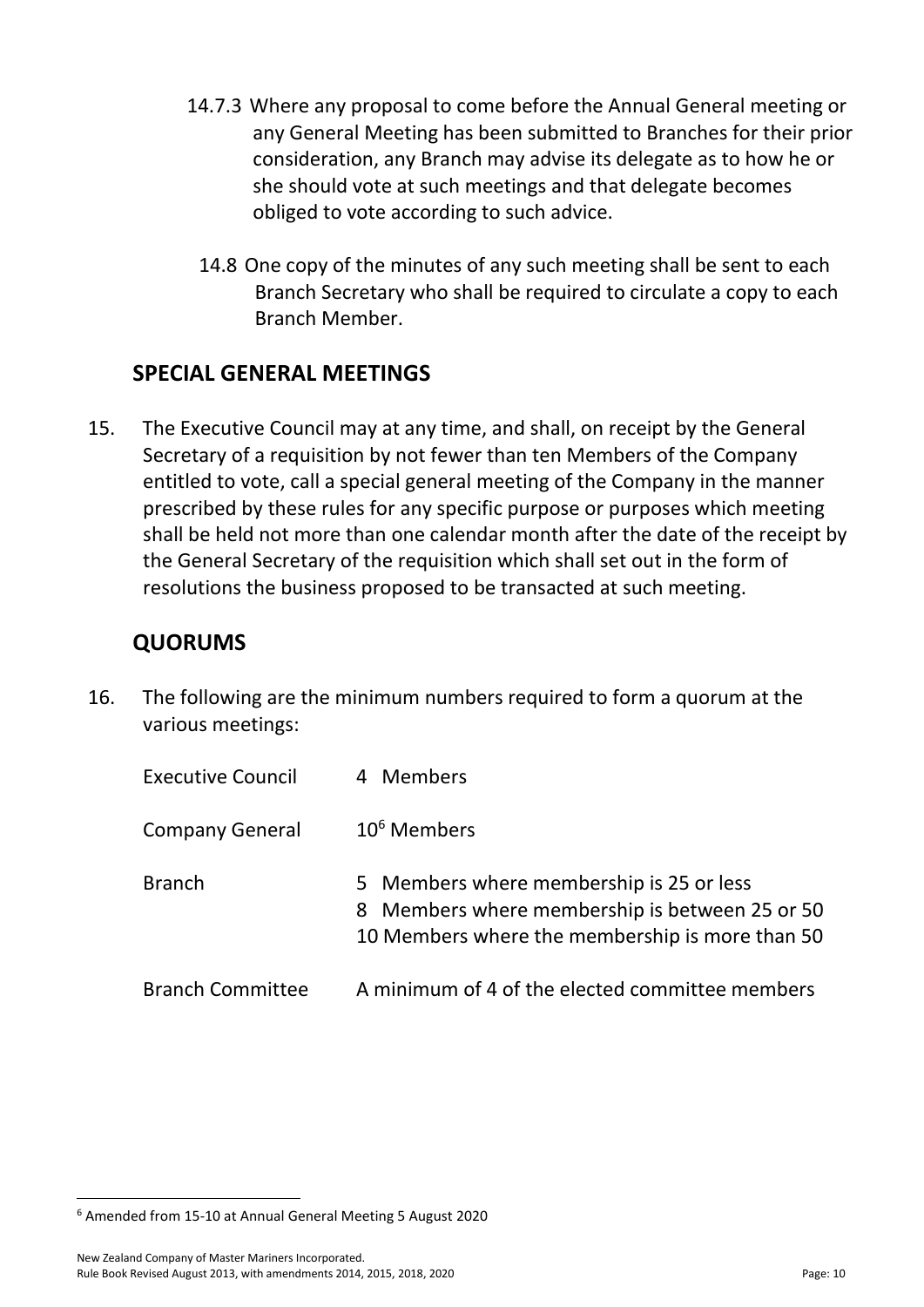14.7.3 Where any proposal to come before the Annual General meeting or any General Meeting has been submitted to Branches for their prior consideration, any Branch may advise its delegate as to how he or she should vote at such meetings and that delegate becomes obliged to vote according to such advice.

14.8 One copy of the minutes of any such meeting shall be sent to each Branch Secretary who shall be required to circulate a copy to each Branch Member.

## SPECIAL GENERAL MEETINGS

15. The Executive Council may at any time, and shall, on receipt by the General Secretary of a requisition by not fewer than ten Members of the Company entitled to vote, call a special general meeting of the Company in the manner prescribed by these rules for any specific purpose or purposes which meeting shall be held not more than one calendar month after the date of the receipt by the General Secretary of the requisition which shall set out in the form of resolutions the business proposed to be transacted at such meeting.

## QUORUMS

16. The following are the minimum numbers required to form a quorum at the various meetings:

| | |
|---|---|
| Executive Council | 4 Members |
| Company General | 10[6] Members |
| Branch | 5 Members where membership is 25 or less<br>8 Members where membership is between 25 or 50<br>10 Members where the membership is more than 50 |
| Branch Committee | A minimum of 4 of the elected committee members |

[6] Amended from 15-10 at Annual General Meeting 5 August 2020

New Zealand Company of Master Mariners Incorporated.
Rule Book Revised August 2013, with amendments 2014, 2015, 2018, 2020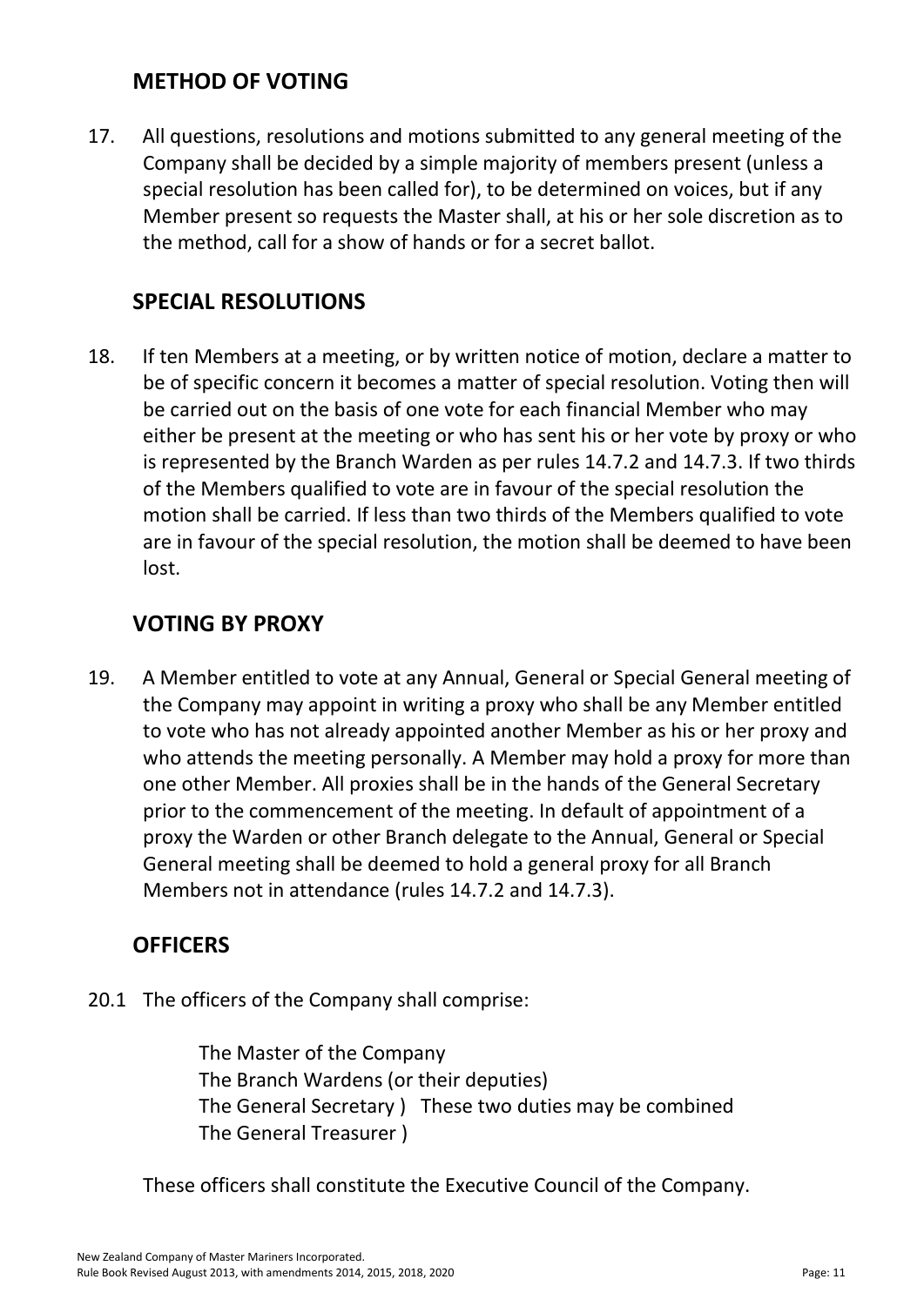## METHOD OF VOTING

17. All questions, resolutions and motions submitted to any general meeting of the Company shall be decided by a simple majority of members present (unless a special resolution has been called for), to be determined on voices, but if any Member present so requests the Master shall, at his or her sole discretion as to the method, call for a show of hands or for a secret ballot.

## SPECIAL RESOLUTIONS

18. If ten Members at a meeting, or by written notice of motion, declare a matter to be of specific concern it becomes a matter of special resolution. Voting then will be carried out on the basis of one vote for each financial Member who may either be present at the meeting or who has sent his or her vote by proxy or who is represented by the Branch Warden as per rules 14.7.2 and 14.7.3. If two thirds of the Members qualified to vote are in favour of the special resolution the motion shall be carried. If less than two thirds of the Members qualified to vote are in favour of the special resolution, the motion shall be deemed to have been lost.

## VOTING BY PROXY

19. A Member entitled to vote at any Annual, General or Special General meeting of the Company may appoint in writing a proxy who shall be any Member entitled to vote who has not already appointed another Member as his or her proxy and who attends the meeting personally. A Member may hold a proxy for more than one other Member. All proxies shall be in the hands of the General Secretary prior to the commencement of the meeting. In default of appointment of a proxy the Warden or other Branch delegate to the Annual, General or Special General meeting shall be deemed to hold a general proxy for all Branch Members not in attendance (rules 14.7.2 and 14.7.3).

## OFFICERS

20.1 The officers of the Company shall comprise:

The Master of the Company
The Branch Wardens (or their deputies)
The General Secretary ) These two duties may be combined
The General Treasurer )

These officers shall constitute the Executive Council of the Company.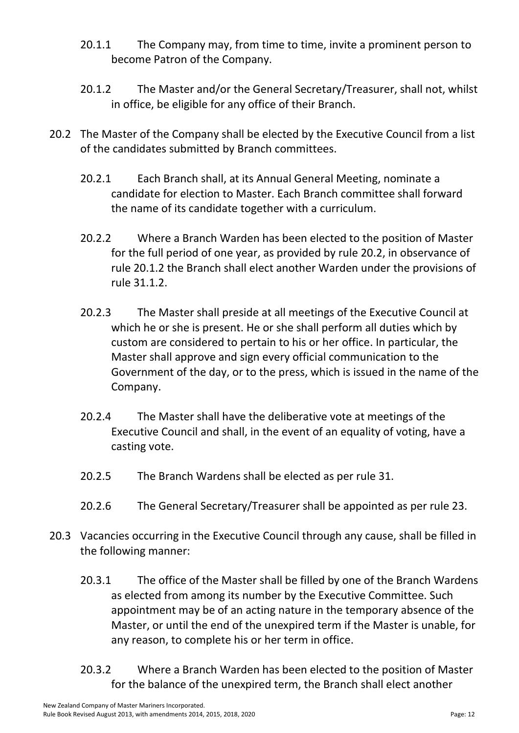20.1.1 The Company may, from time to time, invite a prominent person to become Patron of the Company.

20.1.2 The Master and/or the General Secretary/Treasurer, shall not, whilst in office, be eligible for any office of their Branch.

20.2 The Master of the Company shall be elected by the Executive Council from a list of the candidates submitted by Branch committees.

20.2.1 Each Branch shall, at its Annual General Meeting, nominate a candidate for election to Master. Each Branch committee shall forward the name of its candidate together with a curriculum.

20.2.2 Where a Branch Warden has been elected to the position of Master for the full period of one year, as provided by rule 20.2, in observance of rule 20.1.2 the Branch shall elect another Warden under the provisions of rule 31.1.2.

20.2.3 The Master shall preside at all meetings of the Executive Council at which he or she is present. He or she shall perform all duties which by custom are considered to pertain to his or her office. In particular, the Master shall approve and sign every official communication to the Government of the day, or to the press, which is issued in the name of the Company.

20.2.4 The Master shall have the deliberative vote at meetings of the Executive Council and shall, in the event of an equality of voting, have a casting vote.

20.2.5 The Branch Wardens shall be elected as per rule 31.

20.2.6 The General Secretary/Treasurer shall be appointed as per rule 23.

20.3 Vacancies occurring in the Executive Council through any cause, shall be filled in the following manner:

20.3.1 The office of the Master shall be filled by one of the Branch Wardens as elected from among its number by the Executive Committee. Such appointment may be of an acting nature in the temporary absence of the Master, or until the end of the unexpired term if the Master is unable, for any reason, to complete his or her term in office.

20.3.2 Where a Branch Warden has been elected to the position of Master for the balance of the unexpired term, the Branch shall elect another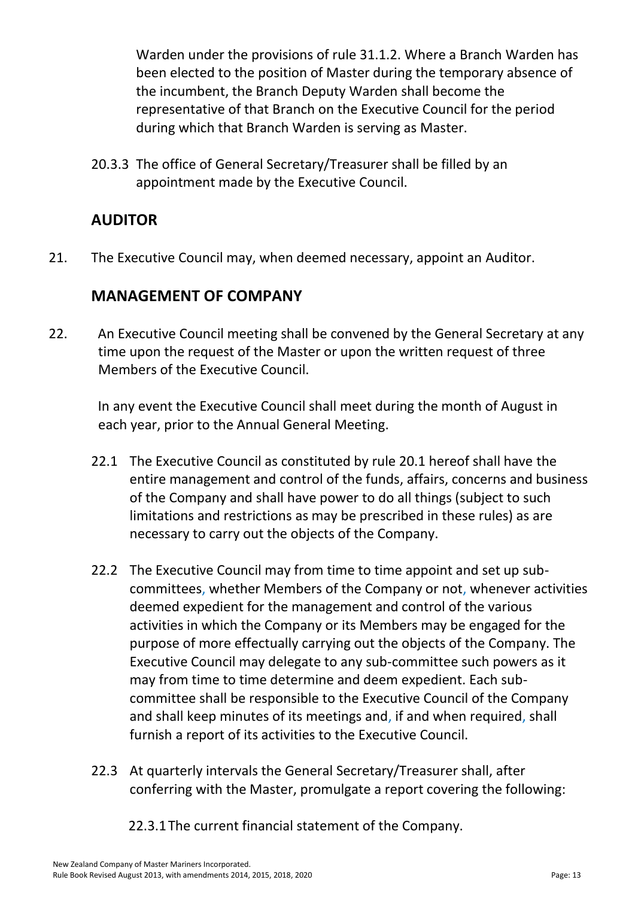Warden under the provisions of rule 31.1.2. Where a Branch Warden has been elected to the position of Master during the temporary absence of the incumbent, the Branch Deputy Warden shall become the representative of that Branch on the Executive Council for the period during which that Branch Warden is serving as Master.

20.3.3 The office of General Secretary/Treasurer shall be filled by an appointment made by the Executive Council.

## AUDITOR

21. The Executive Council may, when deemed necessary, appoint an Auditor.

## MANAGEMENT OF COMPANY

22. An Executive Council meeting shall be convened by the General Secretary at any time upon the request of the Master or upon the written request of three Members of the Executive Council.

In any event the Executive Council shall meet during the month of August in each year, prior to the Annual General Meeting.

22.1 The Executive Council as constituted by rule 20.1 hereof shall have the entire management and control of the funds, affairs, concerns and business of the Company and shall have power to do all things (subject to such limitations and restrictions as may be prescribed in these rules) as are necessary to carry out the objects of the Company.

22.2 The Executive Council may from time to time appoint and set up sub-committees, whether Members of the Company or not, whenever activities deemed expedient for the management and control of the various activities in which the Company or its Members may be engaged for the purpose of more effectually carrying out the objects of the Company. The Executive Council may delegate to any sub-committee such powers as it may from time to time determine and deem expedient. Each sub-committee shall be responsible to the Executive Council of the Company and shall keep minutes of its meetings and, if and when required, shall furnish a report of its activities to the Executive Council.

22.3 At quarterly intervals the General Secretary/Treasurer shall, after conferring with the Master, promulgate a report covering the following:

22.3.1 The current financial statement of the Company.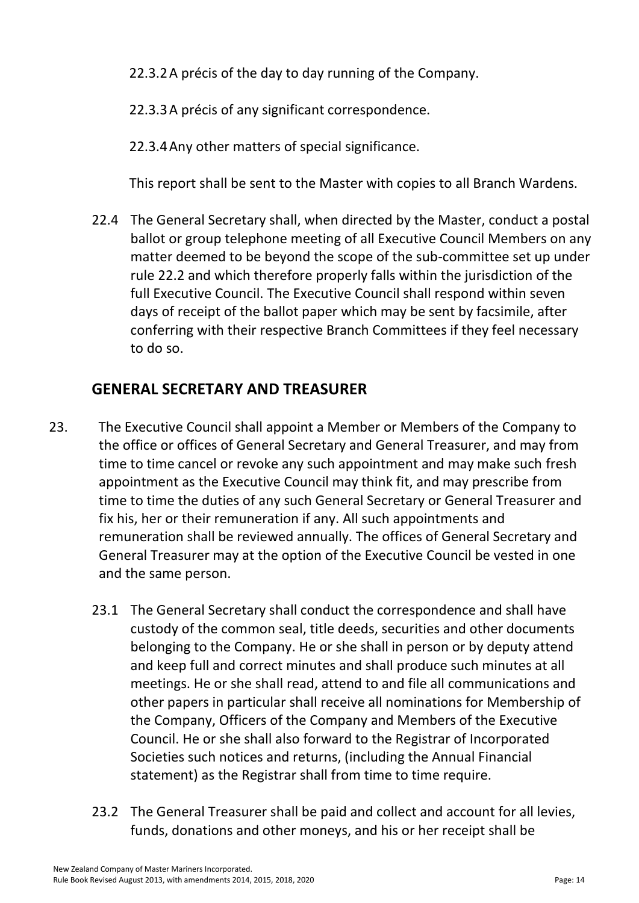22.3.2 A précis of the day to day running of the Company.

22.3.3 A précis of any significant correspondence.

22.3.4 Any other matters of special significance.

This report shall be sent to the Master with copies to all Branch Wardens.

22.4 The General Secretary shall, when directed by the Master, conduct a postal ballot or group telephone meeting of all Executive Council Members on any matter deemed to be beyond the scope of the sub-committee set up under rule 22.2 and which therefore properly falls within the jurisdiction of the full Executive Council. The Executive Council shall respond within seven days of receipt of the ballot paper which may be sent by facsimile, after conferring with their respective Branch Committees if they feel necessary to do so.

## GENERAL SECRETARY AND TREASURER

23. The Executive Council shall appoint a Member or Members of the Company to the office or offices of General Secretary and General Treasurer, and may from time to time cancel or revoke any such appointment and may make such fresh appointment as the Executive Council may think fit, and may prescribe from time to time the duties of any such General Secretary or General Treasurer and fix his, her or their remuneration if any. All such appointments and remuneration shall be reviewed annually. The offices of General Secretary and General Treasurer may at the option of the Executive Council be vested in one and the same person.

23.1 The General Secretary shall conduct the correspondence and shall have custody of the common seal, title deeds, securities and other documents belonging to the Company. He or she shall in person or by deputy attend and keep full and correct minutes and shall produce such minutes at all meetings. He or she shall read, attend to and file all communications and other papers in particular shall receive all nominations for Membership of the Company, Officers of the Company and Members of the Executive Council. He or she shall also forward to the Registrar of Incorporated Societies such notices and returns, (including the Annual Financial statement) as the Registrar shall from time to time require.

23.2 The General Treasurer shall be paid and collect and account for all levies, funds, donations and other moneys, and his or her receipt shall be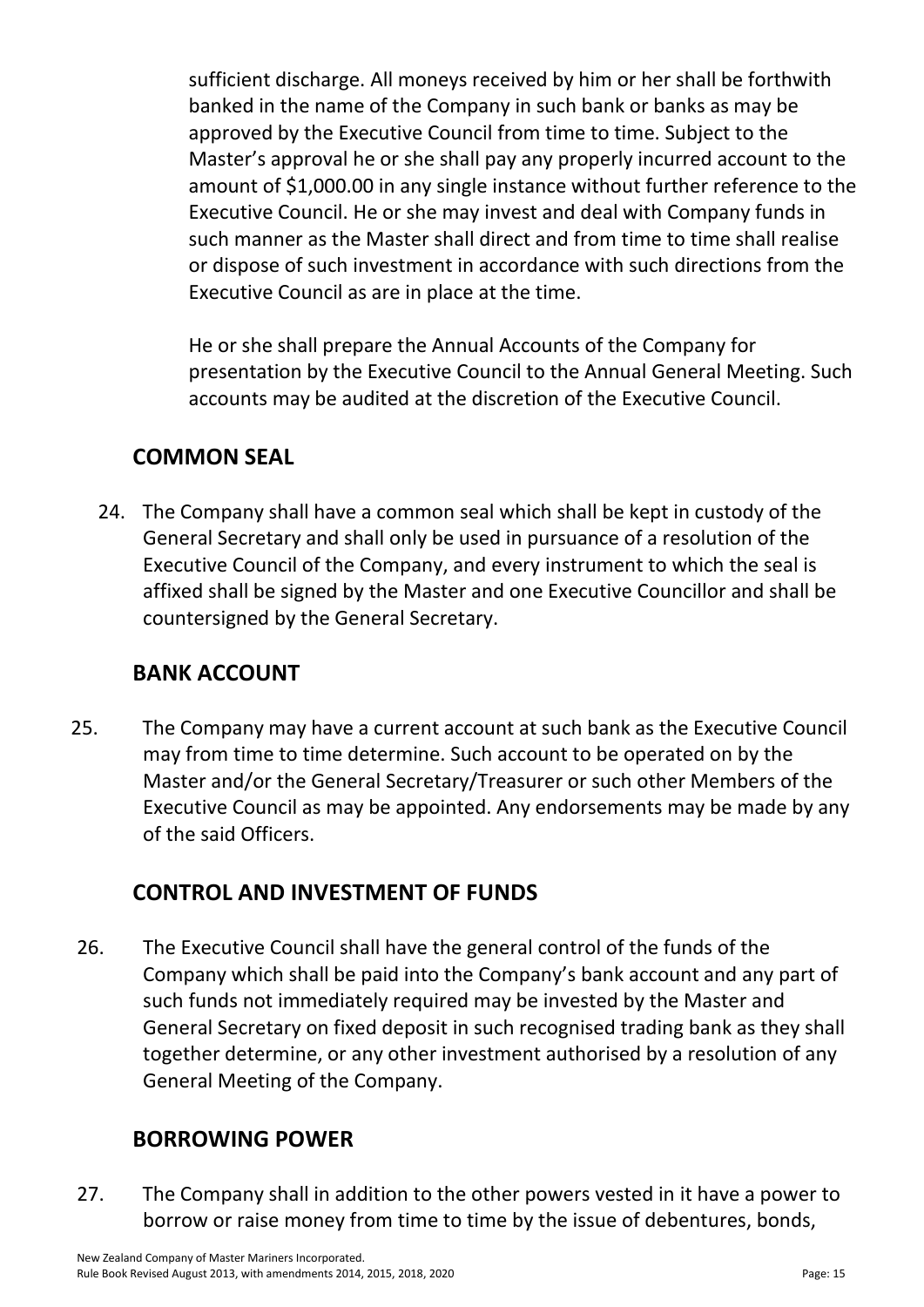sufficient discharge. All moneys received by him or her shall be forthwith banked in the name of the Company in such bank or banks as may be approved by the Executive Council from time to time. Subject to the Master's approval he or she shall pay any properly incurred account to the amount of $1,000.00 in any single instance without further reference to the Executive Council. He or she may invest and deal with Company funds in such manner as the Master shall direct and from time to time shall realise or dispose of such investment in accordance with such directions from the Executive Council as are in place at the time.

He or she shall prepare the Annual Accounts of the Company for presentation by the Executive Council to the Annual General Meeting. Such accounts may be audited at the discretion of the Executive Council.

## COMMON SEAL

24. The Company shall have a common seal which shall be kept in custody of the General Secretary and shall only be used in pursuance of a resolution of the Executive Council of the Company, and every instrument to which the seal is affixed shall be signed by the Master and one Executive Councillor and shall be countersigned by the General Secretary.

## BANK ACCOUNT

25. The Company may have a current account at such bank as the Executive Council may from time to time determine. Such account to be operated on by the Master and/or the General Secretary/Treasurer or such other Members of the Executive Council as may be appointed. Any endorsements may be made by any of the said Officers.

## CONTROL AND INVESTMENT OF FUNDS

26. The Executive Council shall have the general control of the funds of the Company which shall be paid into the Company's bank account and any part of such funds not immediately required may be invested by the Master and General Secretary on fixed deposit in such recognised trading bank as they shall together determine, or any other investment authorised by a resolution of any General Meeting of the Company.

## BORROWING POWER

27. The Company shall in addition to the other powers vested in it have a power to borrow or raise money from time to time by the issue of debentures, bonds,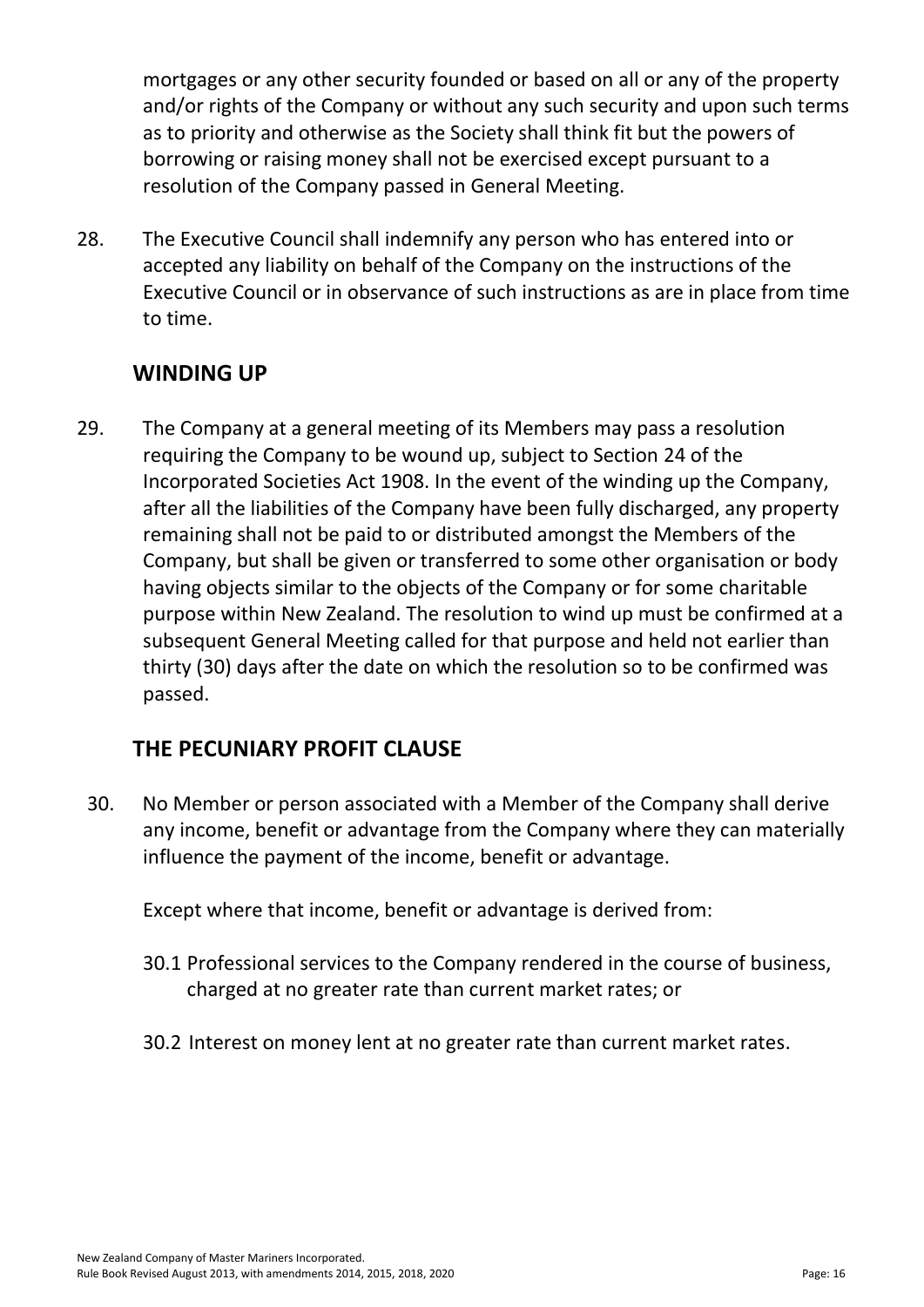mortgages or any other security founded or based on all or any of the property and/or rights of the Company or without any such security and upon such terms as to priority and otherwise as the Society shall think fit but the powers of borrowing or raising money shall not be exercised except pursuant to a resolution of the Company passed in General Meeting.

28. The Executive Council shall indemnify any person who has entered into or accepted any liability on behalf of the Company on the instructions of the Executive Council or in observance of such instructions as are in place from time to time.

## WINDING UP

29. The Company at a general meeting of its Members may pass a resolution requiring the Company to be wound up, subject to Section 24 of the Incorporated Societies Act 1908. In the event of the winding up the Company, after all the liabilities of the Company have been fully discharged, any property remaining shall not be paid to or distributed amongst the Members of the Company, but shall be given or transferred to some other organisation or body having objects similar to the objects of the Company or for some charitable purpose within New Zealand. The resolution to wind up must be confirmed at a subsequent General Meeting called for that purpose and held not earlier than thirty (30) days after the date on which the resolution so to be confirmed was passed.

## THE PECUNIARY PROFIT CLAUSE

30. No Member or person associated with a Member of the Company shall derive any income, benefit or advantage from the Company where they can materially influence the payment of the income, benefit or advantage.

    Except where that income, benefit or advantage is derived from:

    30.1 Professional services to the Company rendered in the course of business, charged at no greater rate than current market rates; or

    30.2 Interest on money lent at no greater rate than current market rates.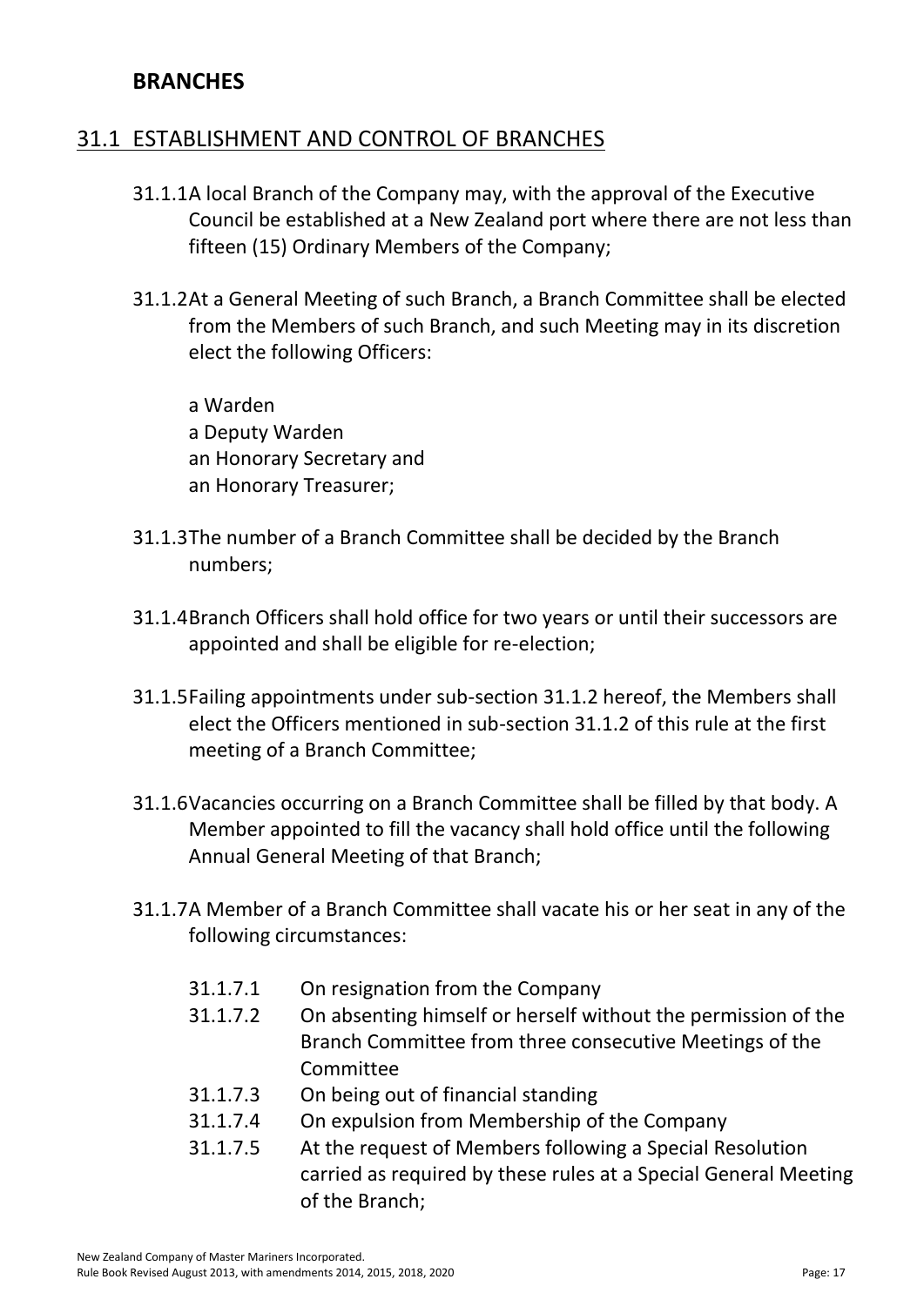## BRANCHES

### 31.1 ESTABLISHMENT AND CONTROL OF BRANCHES

31.1.1 A local Branch of the Company may, with the approval of the Executive Council be established at a New Zealand port where there are not less than fifteen (15) Ordinary Members of the Company;

31.1.2 At a General Meeting of such Branch, a Branch Committee shall be elected from the Members of such Branch, and such Meeting may in its discretion elect the following Officers:

a Warden
a Deputy Warden
an Honorary Secretary and
an Honorary Treasurer;

31.1.3 The number of a Branch Committee shall be decided by the Branch numbers;

31.1.4 Branch Officers shall hold office for two years or until their successors are appointed and shall be eligible for re-election;

31.1.5 Failing appointments under sub-section 31.1.2 hereof, the Members shall elect the Officers mentioned in sub-section 31.1.2 of this rule at the first meeting of a Branch Committee;

31.1.6 Vacancies occurring on a Branch Committee shall be filled by that body. A Member appointed to fill the vacancy shall hold office until the following Annual General Meeting of that Branch;

31.1.7 A Member of a Branch Committee shall vacate his or her seat in any of the following circumstances:

- 31.1.7.1 On resignation from the Company
- 31.1.7.2 On absenting himself or herself without the permission of the Branch Committee from three consecutive Meetings of the Committee
- 31.1.7.3 On being out of financial standing
- 31.1.7.4 On expulsion from Membership of the Company
- 31.1.7.5 At the request of Members following a Special Resolution carried as required by these rules at a Special General Meeting of the Branch;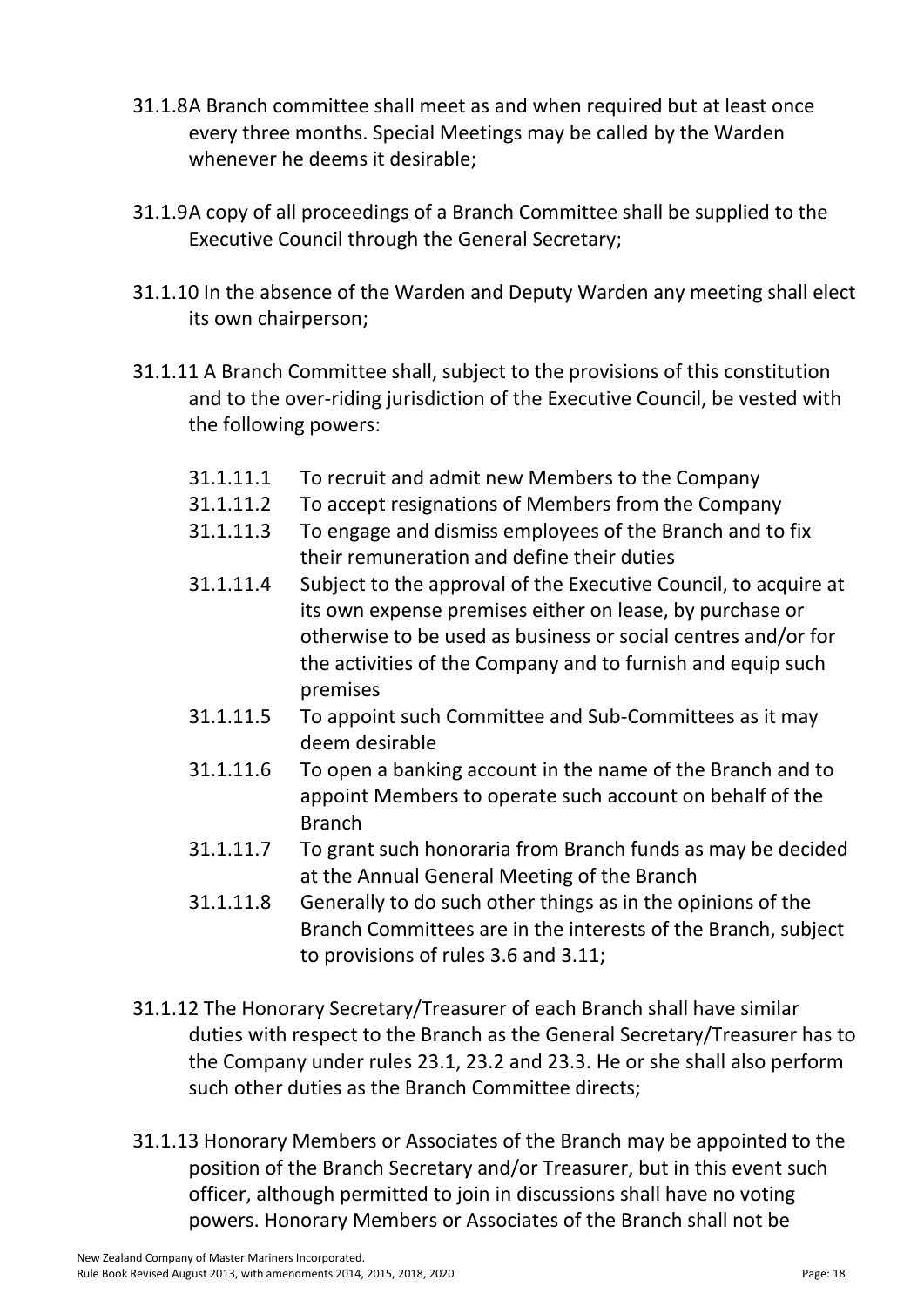31.1.8A Branch committee shall meet as and when required but at least once every three months. Special Meetings may be called by the Warden whenever he deems it desirable;

31.1.9A copy of all proceedings of a Branch Committee shall be supplied to the Executive Council through the General Secretary;

31.1.10 In the absence of the Warden and Deputy Warden any meeting shall elect its own chairperson;

31.1.11 A Branch Committee shall, subject to the provisions of this constitution and to the over-riding jurisdiction of the Executive Council, be vested with the following powers:

- 31.1.11.1 To recruit and admit new Members to the Company
- 31.1.11.2 To accept resignations of Members from the Company
- 31.1.11.3 To engage and dismiss employees of the Branch and to fix their remuneration and define their duties
- 31.1.11.4 Subject to the approval of the Executive Council, to acquire at its own expense premises either on lease, by purchase or otherwise to be used as business or social centres and/or for the activities of the Company and to furnish and equip such premises
- 31.1.11.5 To appoint such Committee and Sub-Committees as it may deem desirable
- 31.1.11.6 To open a banking account in the name of the Branch and to appoint Members to operate such account on behalf of the Branch
- 31.1.11.7 To grant such honoraria from Branch funds as may be decided at the Annual General Meeting of the Branch
- 31.1.11.8 Generally to do such other things as in the opinions of the Branch Committees are in the interests of the Branch, subject to provisions of rules 3.6 and 3.11;

31.1.12 The Honorary Secretary/Treasurer of each Branch shall have similar duties with respect to the Branch as the General Secretary/Treasurer has to the Company under rules 23.1, 23.2 and 23.3. He or she shall also perform such other duties as the Branch Committee directs;

31.1.13 Honorary Members or Associates of the Branch may be appointed to the position of the Branch Secretary and/or Treasurer, but in this event such officer, although permitted to join in discussions shall have no voting powers. Honorary Members or Associates of the Branch shall not be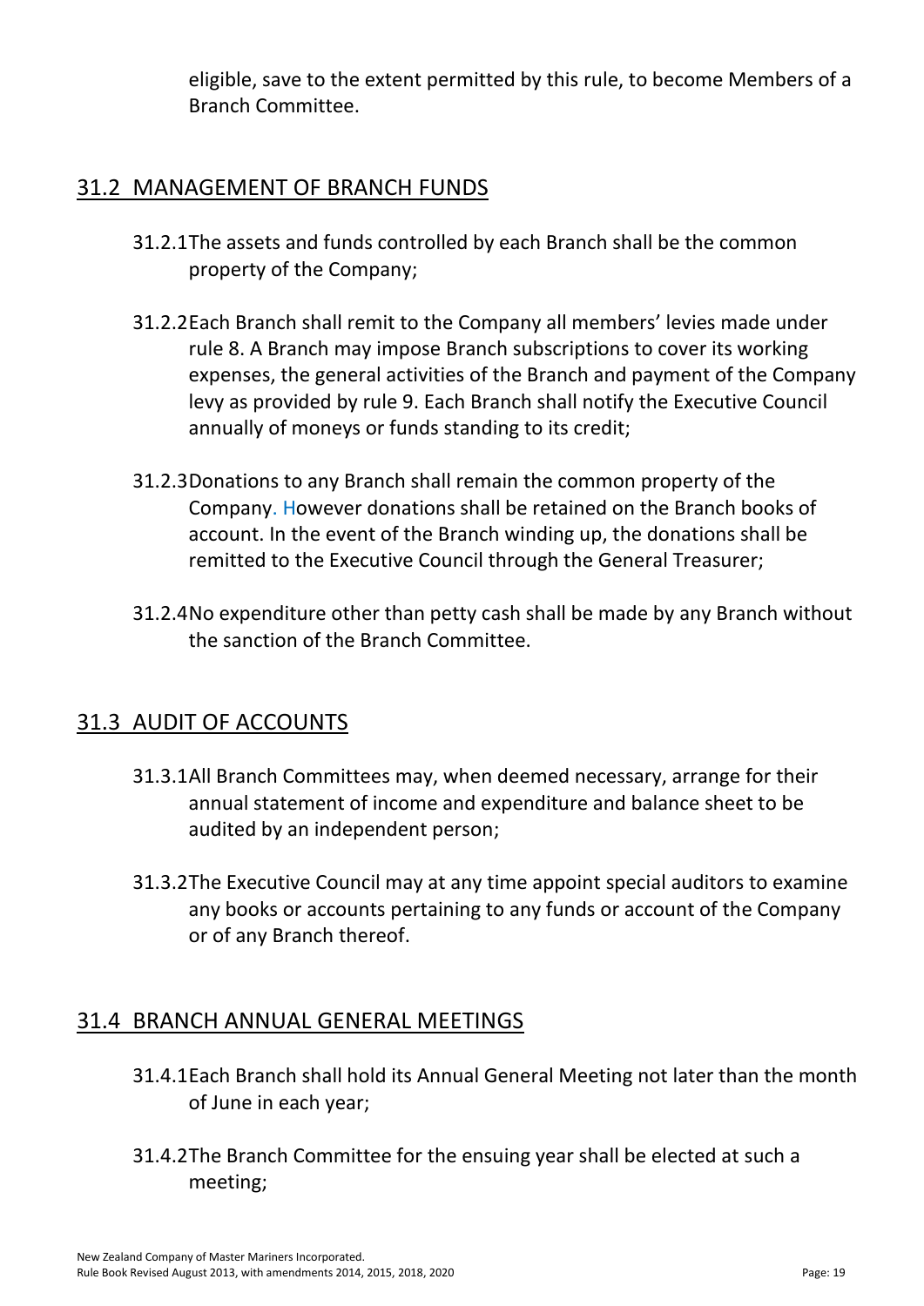eligible, save to the extent permitted by this rule, to become Members of a Branch Committee.

## 31.2 MANAGEMENT OF BRANCH FUNDS

31.2.1 The assets and funds controlled by each Branch shall be the common property of the Company;

31.2.2 Each Branch shall remit to the Company all members' levies made under rule 8. A Branch may impose Branch subscriptions to cover its working expenses, the general activities of the Branch and payment of the Company levy as provided by rule 9. Each Branch shall notify the Executive Council annually of moneys or funds standing to its credit;

31.2.3 Donations to any Branch shall remain the common property of the Company. However donations shall be retained on the Branch books of account. In the event of the Branch winding up, the donations shall be remitted to the Executive Council through the General Treasurer;

31.2.4 No expenditure other than petty cash shall be made by any Branch without the sanction of the Branch Committee.

## 31.3 AUDIT OF ACCOUNTS

31.3.1 All Branch Committees may, when deemed necessary, arrange for their annual statement of income and expenditure and balance sheet to be audited by an independent person;

31.3.2 The Executive Council may at any time appoint special auditors to examine any books or accounts pertaining to any funds or account of the Company or of any Branch thereof.

## 31.4 BRANCH ANNUAL GENERAL MEETINGS

31.4.1 Each Branch shall hold its Annual General Meeting not later than the month of June in each year;

31.4.2 The Branch Committee for the ensuing year shall be elected at such a meeting;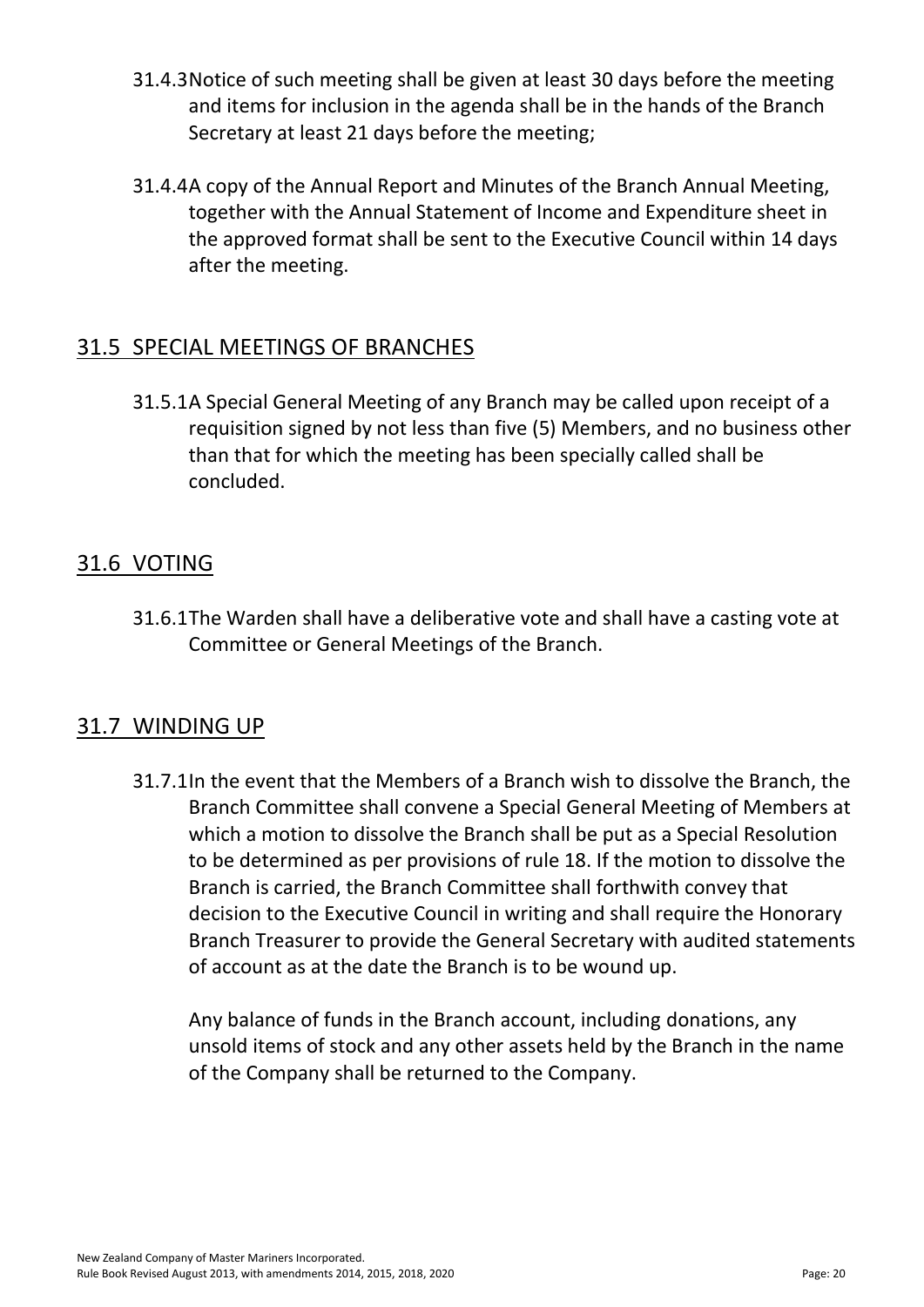31.4.3 Notice of such meeting shall be given at least 30 days before the meeting and items for inclusion in the agenda shall be in the hands of the Branch Secretary at least 21 days before the meeting;

31.4.4 A copy of the Annual Report and Minutes of the Branch Annual Meeting, together with the Annual Statement of Income and Expenditure sheet in the approved format shall be sent to the Executive Council within 14 days after the meeting.

## 31.5 SPECIAL MEETINGS OF BRANCHES

31.5.1 A Special General Meeting of any Branch may be called upon receipt of a requisition signed by not less than five (5) Members, and no business other than that for which the meeting has been specially called shall be concluded.

## 31.6 VOTING

31.6.1 The Warden shall have a deliberative vote and shall have a casting vote at Committee or General Meetings of the Branch.

## 31.7 WINDING UP

31.7.1 In the event that the Members of a Branch wish to dissolve the Branch, the Branch Committee shall convene a Special General Meeting of Members at which a motion to dissolve the Branch shall be put as a Special Resolution to be determined as per provisions of rule 18. If the motion to dissolve the Branch is carried, the Branch Committee shall forthwith convey that decision to the Executive Council in writing and shall require the Honorary Branch Treasurer to provide the General Secretary with audited statements of account as at the date the Branch is to be wound up.

Any balance of funds in the Branch account, including donations, any unsold items of stock and any other assets held by the Branch in the name of the Company shall be returned to the Company.